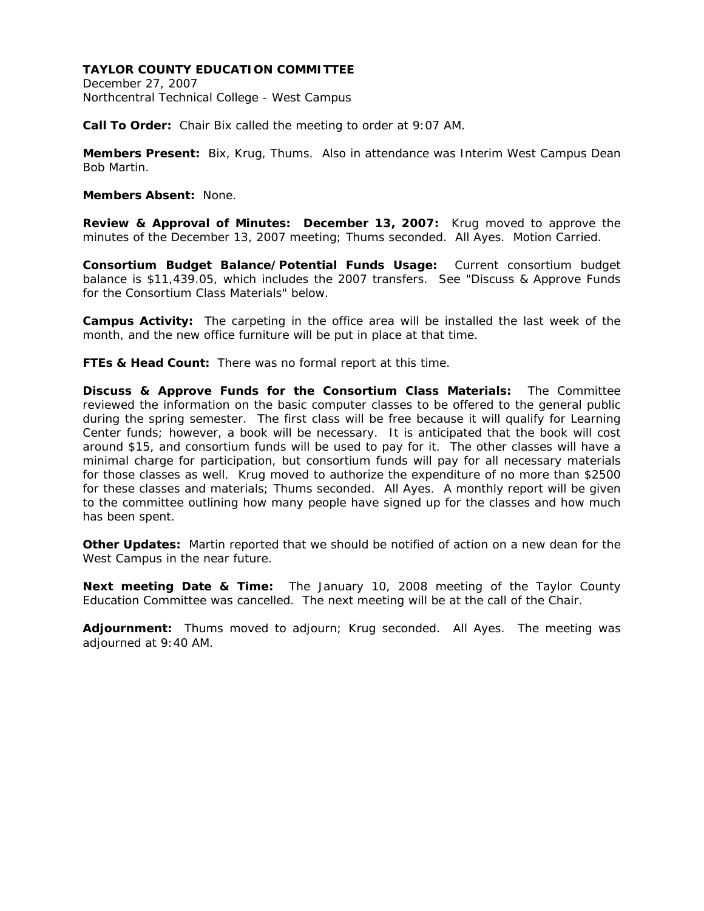**TAYLOR COUNTY EDUCATION COMMITTEE**
December 27, 2007
Northcentral Technical College - West Campus

**Call To Order:** Chair Bix called the meeting to order at 9:07 AM.

**Members Present:** Bix, Krug, Thums. Also in attendance was Interim West Campus Dean Bob Martin.

**Members Absent:** None.

**Review & Approval of Minutes: December 13, 2007:** Krug moved to approve the minutes of the December 13, 2007 meeting; Thums seconded. All Ayes. Motion Carried.

**Consortium Budget Balance/Potential Funds Usage:** Current consortium budget balance is $11,439.05, which includes the 2007 transfers. See "Discuss & Approve Funds for the Consortium Class Materials" below.

**Campus Activity:** The carpeting in the office area will be installed the last week of the month, and the new office furniture will be put in place at that time.

**FTEs & Head Count:** There was no formal report at this time.

**Discuss & Approve Funds for the Consortium Class Materials:** The Committee reviewed the information on the basic computer classes to be offered to the general public during the spring semester. The first class will be free because it will qualify for Learning Center funds; however, a book will be necessary. It is anticipated that the book will cost around $15, and consortium funds will be used to pay for it. The other classes will have a minimal charge for participation, but consortium funds will pay for all necessary materials for those classes as well. Krug moved to authorize the expenditure of no more than $2500 for these classes and materials; Thums seconded. All Ayes. A monthly report will be given to the committee outlining how many people have signed up for the classes and how much has been spent.

**Other Updates:** Martin reported that we should be notified of action on a new dean for the West Campus in the near future.

**Next meeting Date & Time:** The January 10, 2008 meeting of the Taylor County Education Committee was cancelled. The next meeting will be at the call of the Chair.

**Adjournment:** Thums moved to adjourn; Krug seconded. All Ayes. The meeting was adjourned at 9:40 AM.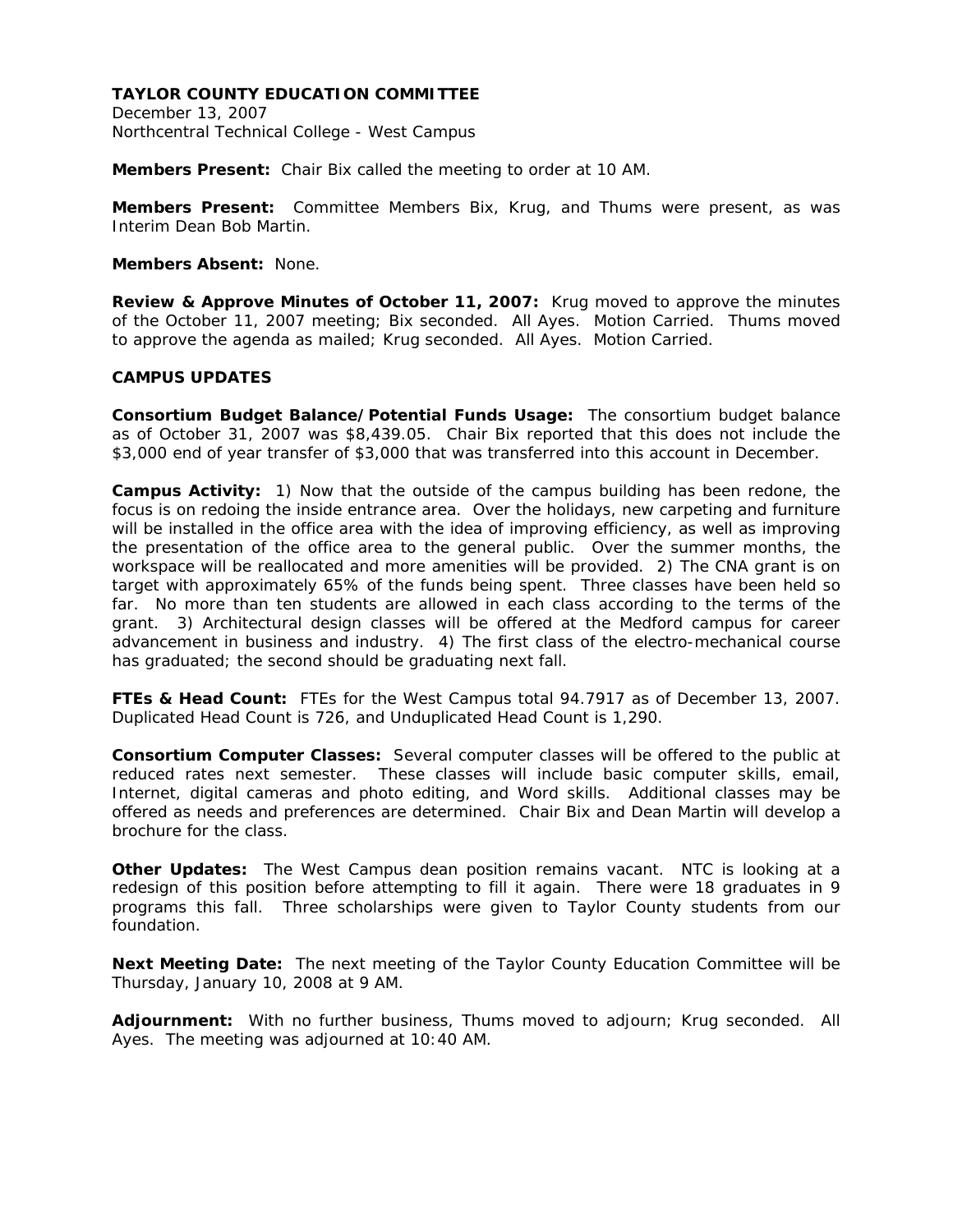**TAYLOR COUNTY EDUCATION COMMITTEE**
December 13, 2007
Northcentral Technical College - West Campus

**Members Present:** Chair Bix called the meeting to order at 10 AM.

**Members Present:** Committee Members Bix, Krug, and Thums were present, as was Interim Dean Bob Martin.

**Members Absent:** None.

**Review & Approve Minutes of October 11, 2007:** Krug moved to approve the minutes of the October 11, 2007 meeting; Bix seconded. All Ayes. Motion Carried. Thums moved to approve the agenda as mailed; Krug seconded. All Ayes. Motion Carried.

**CAMPUS UPDATES**

**Consortium Budget Balance/Potential Funds Usage:** The consortium budget balance as of October 31, 2007 was $8,439.05. Chair Bix reported that this does not include the $3,000 end of year transfer of $3,000 that was transferred into this account in December.

**Campus Activity:** 1) Now that the outside of the campus building has been redone, the focus is on redoing the inside entrance area. Over the holidays, new carpeting and furniture will be installed in the office area with the idea of improving efficiency, as well as improving the presentation of the office area to the general public. Over the summer months, the workspace will be reallocated and more amenities will be provided. 2) The CNA grant is on target with approximately 65% of the funds being spent. Three classes have been held so far. No more than ten students are allowed in each class according to the terms of the grant. 3) Architectural design classes will be offered at the Medford campus for career advancement in business and industry. 4) The first class of the electro-mechanical course has graduated; the second should be graduating next fall.

**FTEs & Head Count:** FTEs for the West Campus total 94.7917 as of December 13, 2007. Duplicated Head Count is 726, and Unduplicated Head Count is 1,290.

**Consortium Computer Classes:** Several computer classes will be offered to the public at reduced rates next semester. These classes will include basic computer skills, email, Internet, digital cameras and photo editing, and Word skills. Additional classes may be offered as needs and preferences are determined. Chair Bix and Dean Martin will develop a brochure for the class.

**Other Updates:** The West Campus dean position remains vacant. NTC is looking at a redesign of this position before attempting to fill it again. There were 18 graduates in 9 programs this fall. Three scholarships were given to Taylor County students from our foundation.

**Next Meeting Date:** The next meeting of the Taylor County Education Committee will be Thursday, January 10, 2008 at 9 AM.

**Adjournment:** With no further business, Thums moved to adjourn; Krug seconded. All Ayes. The meeting was adjourned at 10:40 AM.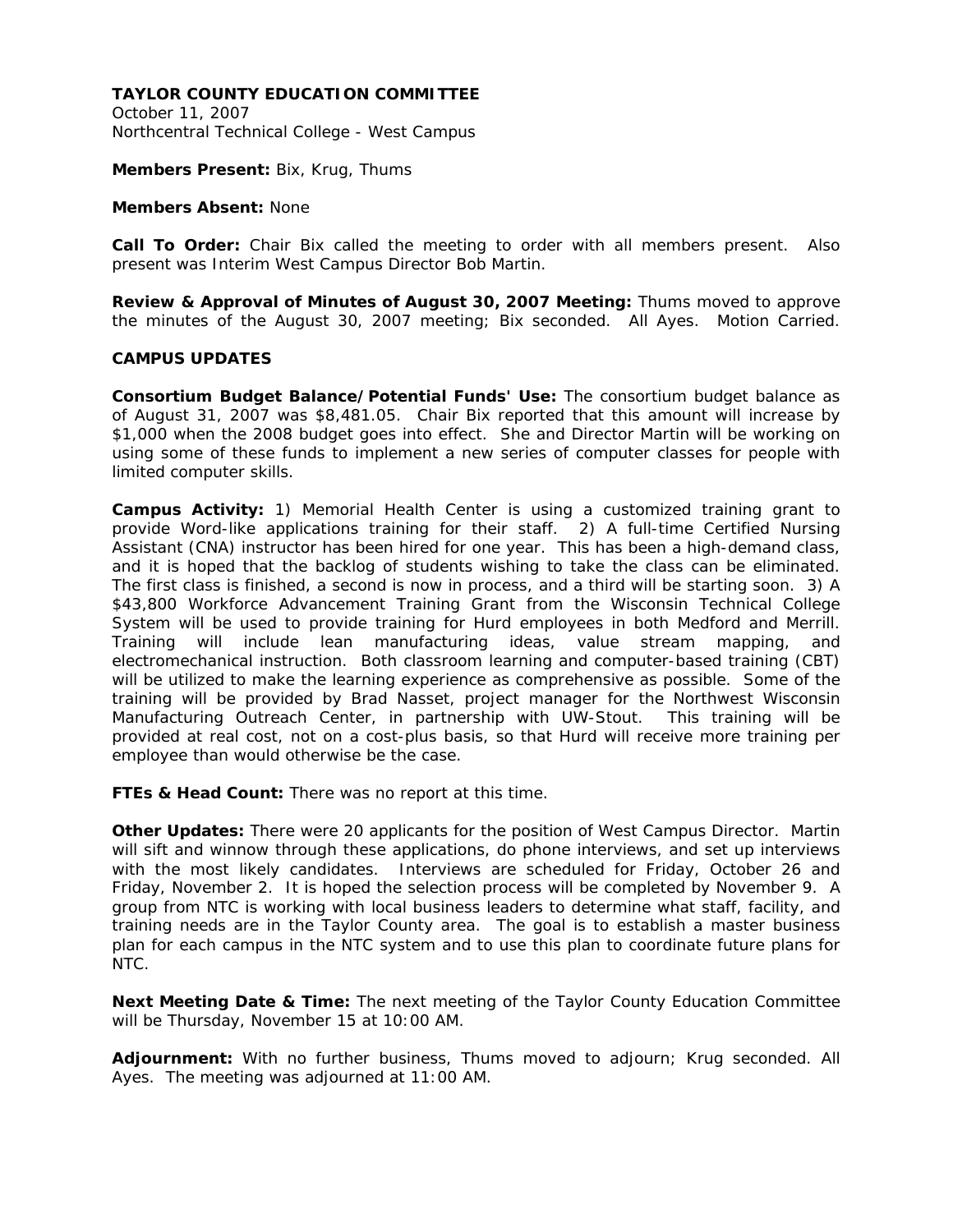**TAYLOR COUNTY EDUCATION COMMITTEE**
October 11, 2007
Northcentral Technical College - West Campus

**Members Present:** Bix, Krug, Thums

**Members Absent:** None

**Call To Order:** Chair Bix called the meeting to order with all members present. Also present was Interim West Campus Director Bob Martin.

**Review & Approval of Minutes of August 30, 2007 Meeting:** Thums moved to approve the minutes of the August 30, 2007 meeting; Bix seconded. All Ayes. Motion Carried.

**CAMPUS UPDATES**

**Consortium Budget Balance/Potential Funds' Use:** The consortium budget balance as of August 31, 2007 was $8,481.05. Chair Bix reported that this amount will increase by $1,000 when the 2008 budget goes into effect. She and Director Martin will be working on using some of these funds to implement a new series of computer classes for people with limited computer skills.

**Campus Activity:** 1) Memorial Health Center is using a customized training grant to provide Word-like applications training for their staff. 2) A full-time Certified Nursing Assistant (CNA) instructor has been hired for one year. This has been a high-demand class, and it is hoped that the backlog of students wishing to take the class can be eliminated. The first class is finished, a second is now in process, and a third will be starting soon. 3) A $43,800 Workforce Advancement Training Grant from the Wisconsin Technical College System will be used to provide training for Hurd employees in both Medford and Merrill. Training will include lean manufacturing ideas, value stream mapping, and electromechanical instruction. Both classroom learning and computer-based training (CBT) will be utilized to make the learning experience as comprehensive as possible. Some of the training will be provided by Brad Nasset, project manager for the Northwest Wisconsin Manufacturing Outreach Center, in partnership with UW-Stout. This training will be provided at real cost, not on a cost-plus basis, so that Hurd will receive more training per employee than would otherwise be the case.

**FTEs & Head Count:** There was no report at this time.

**Other Updates:** There were 20 applicants for the position of West Campus Director. Martin will sift and winnow through these applications, do phone interviews, and set up interviews with the most likely candidates. Interviews are scheduled for Friday, October 26 and Friday, November 2. It is hoped the selection process will be completed by November 9. A group from NTC is working with local business leaders to determine what staff, facility, and training needs are in the Taylor County area. The goal is to establish a master business plan for each campus in the NTC system and to use this plan to coordinate future plans for NTC.

**Next Meeting Date & Time:** The next meeting of the Taylor County Education Committee will be Thursday, November 15 at 10:00 AM.

**Adjournment:** With no further business, Thums moved to adjourn; Krug seconded. All Ayes. The meeting was adjourned at 11:00 AM.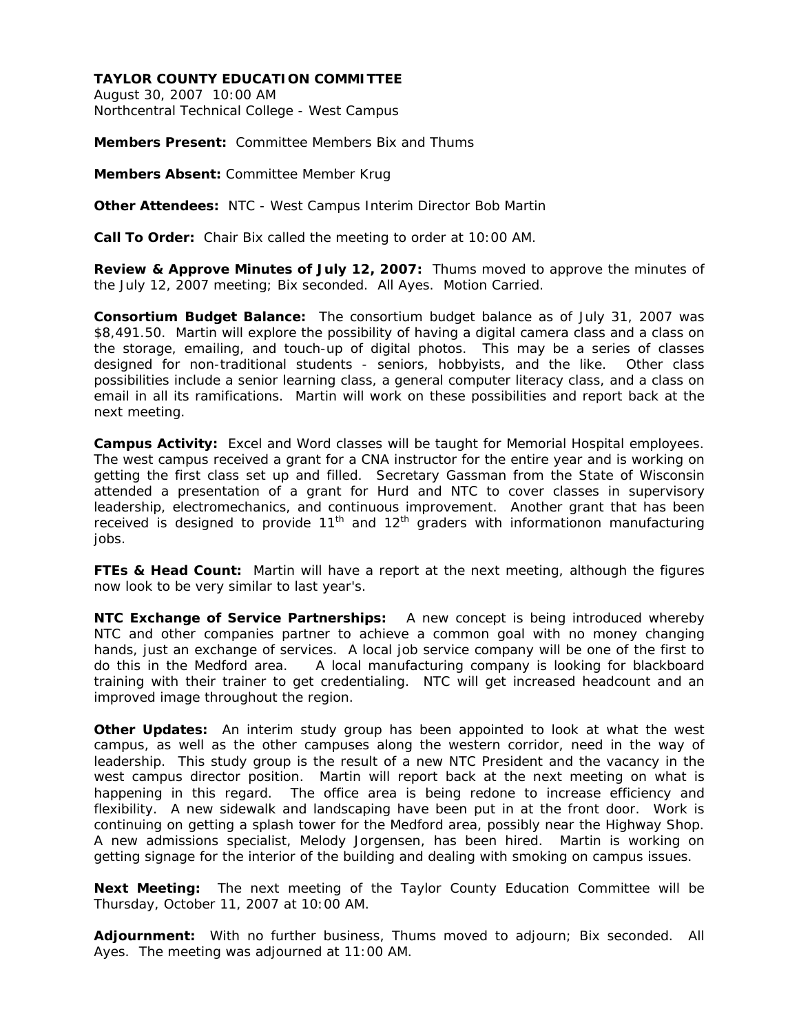**TAYLOR COUNTY EDUCATION COMMITTEE**
August 30, 2007 10:00 AM
Northcentral Technical College - West Campus

**Members Present:** Committee Members Bix and Thums

**Members Absent:** Committee Member Krug

**Other Attendees:** NTC - West Campus Interim Director Bob Martin

**Call To Order:** Chair Bix called the meeting to order at 10:00 AM.

**Review & Approve Minutes of July 12, 2007:** Thums moved to approve the minutes of the July 12, 2007 meeting; Bix seconded. All Ayes. Motion Carried.

**Consortium Budget Balance:** The consortium budget balance as of July 31, 2007 was $8,491.50. Martin will explore the possibility of having a digital camera class and a class on the storage, emailing, and touch-up of digital photos. This may be a series of classes designed for non-traditional students - seniors, hobbyists, and the like. Other class possibilities include a senior learning class, a general computer literacy class, and a class on email in all its ramifications. Martin will work on these possibilities and report back at the next meeting.

**Campus Activity:** Excel and Word classes will be taught for Memorial Hospital employees. The west campus received a grant for a CNA instructor for the entire year and is working on getting the first class set up and filled. Secretary Gassman from the State of Wisconsin attended a presentation of a grant for Hurd and NTC to cover classes in supervisory leadership, electromechanics, and continuous improvement. Another grant that has been received is designed to provide 11th and 12th graders with informationon manufacturing jobs.

**FTEs & Head Count:** Martin will have a report at the next meeting, although the figures now look to be very similar to last year's.

**NTC Exchange of Service Partnerships:** A new concept is being introduced whereby NTC and other companies partner to achieve a common goal with no money changing hands, just an exchange of services. A local job service company will be one of the first to do this in the Medford area. A local manufacturing company is looking for blackboard training with their trainer to get credentialing. NTC will get increased headcount and an improved image throughout the region.

**Other Updates:** An interim study group has been appointed to look at what the west campus, as well as the other campuses along the western corridor, need in the way of leadership. This study group is the result of a new NTC President and the vacancy in the west campus director position. Martin will report back at the next meeting on what is happening in this regard. The office area is being redone to increase efficiency and flexibility. A new sidewalk and landscaping have been put in at the front door. Work is continuing on getting a splash tower for the Medford area, possibly near the Highway Shop. A new admissions specialist, Melody Jorgensen, has been hired. Martin is working on getting signage for the interior of the building and dealing with smoking on campus issues.

**Next Meeting:** The next meeting of the Taylor County Education Committee will be Thursday, October 11, 2007 at 10:00 AM.

**Adjournment:** With no further business, Thums moved to adjourn; Bix seconded. All Ayes. The meeting was adjourned at 11:00 AM.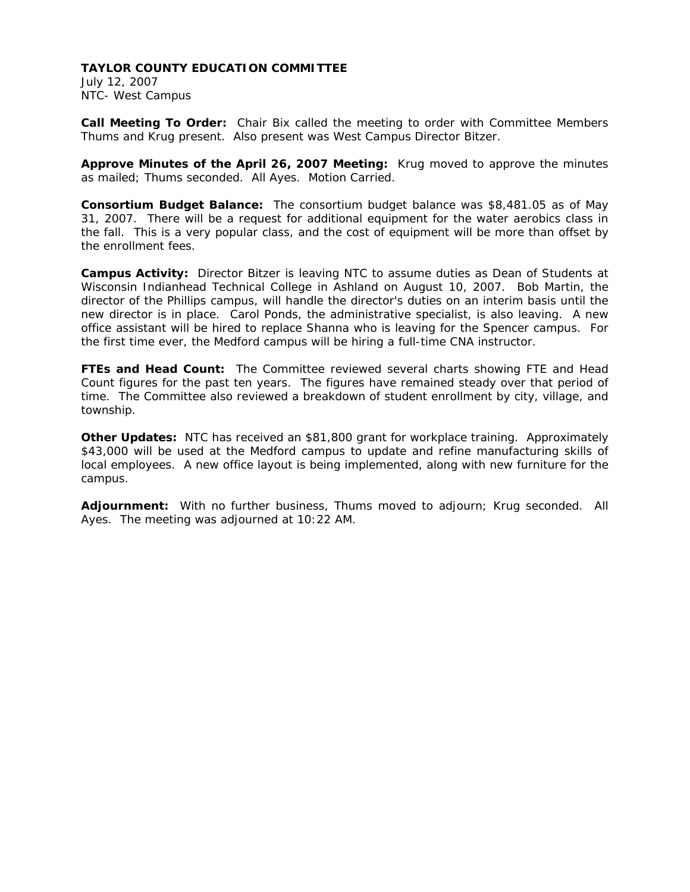**TAYLOR COUNTY EDUCATION COMMITTEE**
July 12, 2007
NTC- West Campus

**Call Meeting To Order:** Chair Bix called the meeting to order with Committee Members Thums and Krug present. Also present was West Campus Director Bitzer.

**Approve Minutes of the April 26, 2007 Meeting:** Krug moved to approve the minutes as mailed; Thums seconded. All Ayes. Motion Carried.

**Consortium Budget Balance:** The consortium budget balance was $8,481.05 as of May 31, 2007. There will be a request for additional equipment for the water aerobics class in the fall. This is a very popular class, and the cost of equipment will be more than offset by the enrollment fees.

**Campus Activity:** Director Bitzer is leaving NTC to assume duties as Dean of Students at Wisconsin Indianhead Technical College in Ashland on August 10, 2007. Bob Martin, the director of the Phillips campus, will handle the director's duties on an interim basis until the new director is in place. Carol Ponds, the administrative specialist, is also leaving. A new office assistant will be hired to replace Shanna who is leaving for the Spencer campus. For the first time ever, the Medford campus will be hiring a full-time CNA instructor.

**FTEs and Head Count:** The Committee reviewed several charts showing FTE and Head Count figures for the past ten years. The figures have remained steady over that period of time. The Committee also reviewed a breakdown of student enrollment by city, village, and township.

**Other Updates:** NTC has received an $81,800 grant for workplace training. Approximately $43,000 will be used at the Medford campus to update and refine manufacturing skills of local employees. A new office layout is being implemented, along with new furniture for the campus.

**Adjournment:** With no further business, Thums moved to adjourn; Krug seconded. All Ayes. The meeting was adjourned at 10:22 AM.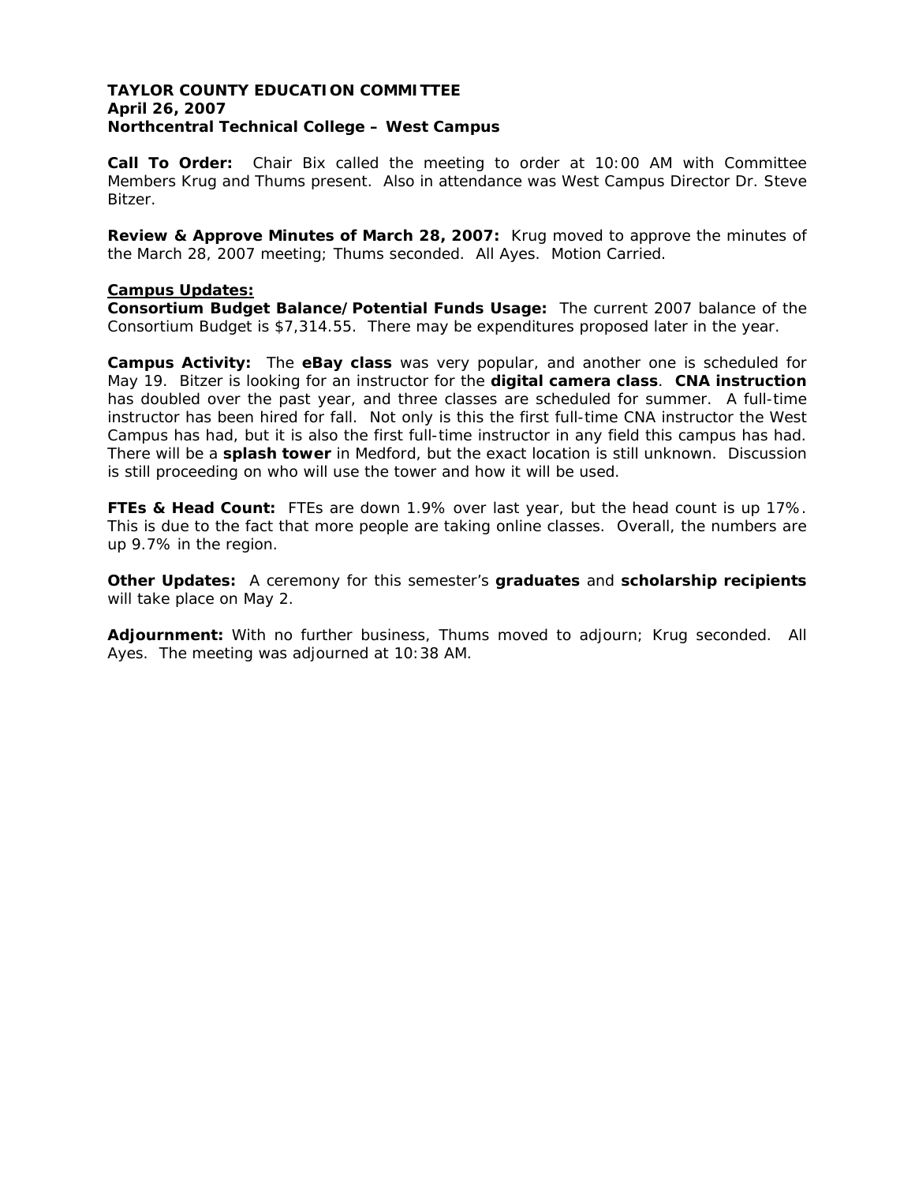**TAYLOR COUNTY EDUCATION COMMITTEE**
**April 26, 2007**
**Northcentral Technical College – West Campus**

**Call To Order:** Chair Bix called the meeting to order at 10:00 AM with Committee Members Krug and Thums present. Also in attendance was West Campus Director Dr. Steve Bitzer.

**Review & Approve Minutes of March 28, 2007:** Krug moved to approve the minutes of the March 28, 2007 meeting; Thums seconded. All Ayes. Motion Carried.

**Campus Updates:**

**Consortium Budget Balance/Potential Funds Usage:** The current 2007 balance of the Consortium Budget is $7,314.55. There may be expenditures proposed later in the year.

**Campus Activity:** The **eBay class** was very popular, and another one is scheduled for May 19. Bitzer is looking for an instructor for the **digital camera class**. **CNA instruction** has doubled over the past year, and three classes are scheduled for summer. A full-time instructor has been hired for fall. Not only is this the first full-time CNA instructor the West Campus has had, but it is also the first full-time instructor in any field this campus has had. There will be a **splash tower** in Medford, but the exact location is still unknown. Discussion is still proceeding on who will use the tower and how it will be used.

**FTEs & Head Count:** FTEs are down 1.9% over last year, but the head count is up 17%. This is due to the fact that more people are taking online classes. Overall, the numbers are up 9.7% in the region.

**Other Updates:** A ceremony for this semester's **graduates** and **scholarship recipients** will take place on May 2.

**Adjournment:** With no further business, Thums moved to adjourn; Krug seconded. All Ayes. The meeting was adjourned at 10:38 AM.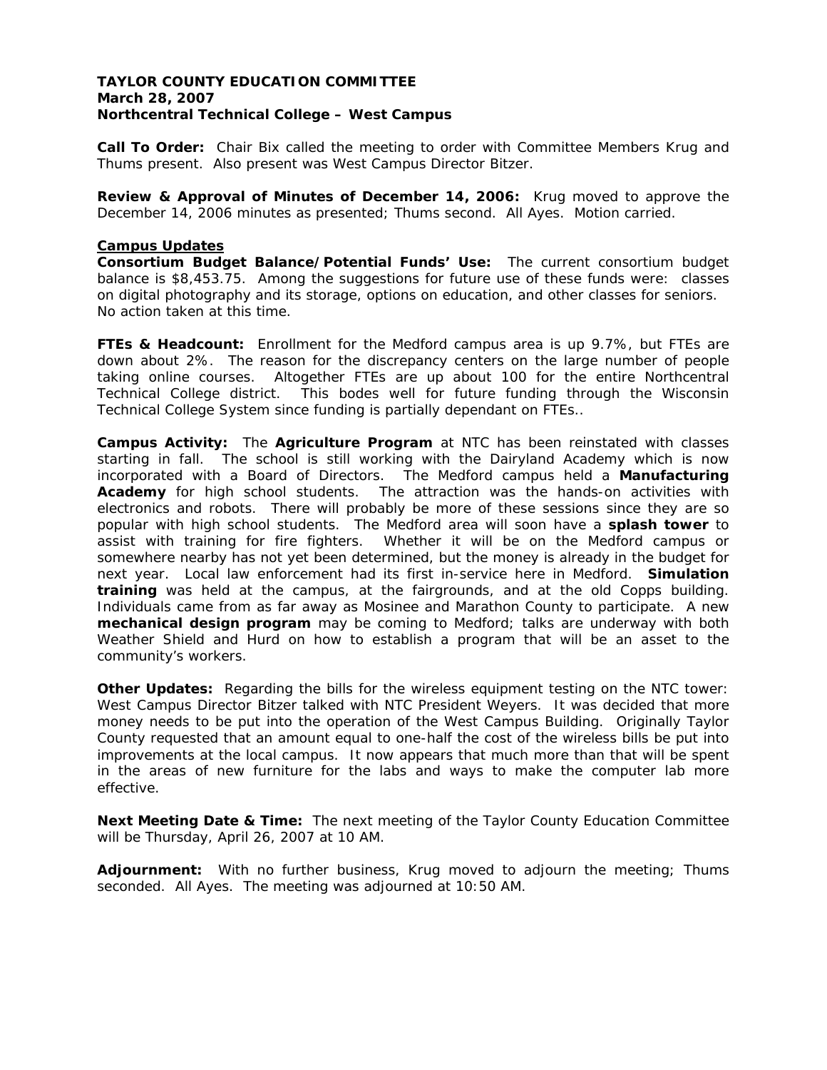**TAYLOR COUNTY EDUCATION COMMITTEE**
**March 28, 2007**
**Northcentral Technical College – West Campus**

**Call To Order:** Chair Bix called the meeting to order with Committee Members Krug and Thums present. Also present was West Campus Director Bitzer.

**Review & Approval of Minutes of December 14, 2006:** Krug moved to approve the December 14, 2006 minutes as presented; Thums second. All Ayes. Motion carried.

**Campus Updates**

**Consortium Budget Balance/Potential Funds' Use:** The current consortium budget balance is $8,453.75. Among the suggestions for future use of these funds were: classes on digital photography and its storage, options on education, and other classes for seniors. No action taken at this time.

**FTEs & Headcount:** Enrollment for the Medford campus area is up 9.7%, but FTEs are down about 2%. The reason for the discrepancy centers on the large number of people taking online courses. Altogether FTEs are up about 100 for the entire Northcentral Technical College district. This bodes well for future funding through the Wisconsin Technical College System since funding is partially dependant on FTEs..

**Campus Activity:** The **Agriculture Program** at NTC has been reinstated with classes starting in fall. The school is still working with the Dairyland Academy which is now incorporated with a Board of Directors. The Medford campus held a **Manufacturing Academy** for high school students. The attraction was the hands-on activities with electronics and robots. There will probably be more of these sessions since they are so popular with high school students. The Medford area will soon have a **splash tower** to assist with training for fire fighters. Whether it will be on the Medford campus or somewhere nearby has not yet been determined, but the money is already in the budget for next year. Local law enforcement had its first in-service here in Medford. **Simulation training** was held at the campus, at the fairgrounds, and at the old Copps building. Individuals came from as far away as Mosinee and Marathon County to participate. A new **mechanical design program** may be coming to Medford; talks are underway with both Weather Shield and Hurd on how to establish a program that will be an asset to the community's workers.

**Other Updates:** Regarding the bills for the wireless equipment testing on the NTC tower: West Campus Director Bitzer talked with NTC President Weyers. It was decided that more money needs to be put into the operation of the West Campus Building. Originally Taylor County requested that an amount equal to one-half the cost of the wireless bills be put into improvements at the local campus. It now appears that much more than that will be spent in the areas of new furniture for the labs and ways to make the computer lab more effective.

**Next Meeting Date & Time:** The next meeting of the Taylor County Education Committee will be Thursday, April 26, 2007 at 10 AM.

**Adjournment:** With no further business, Krug moved to adjourn the meeting; Thums seconded. All Ayes. The meeting was adjourned at 10:50 AM.